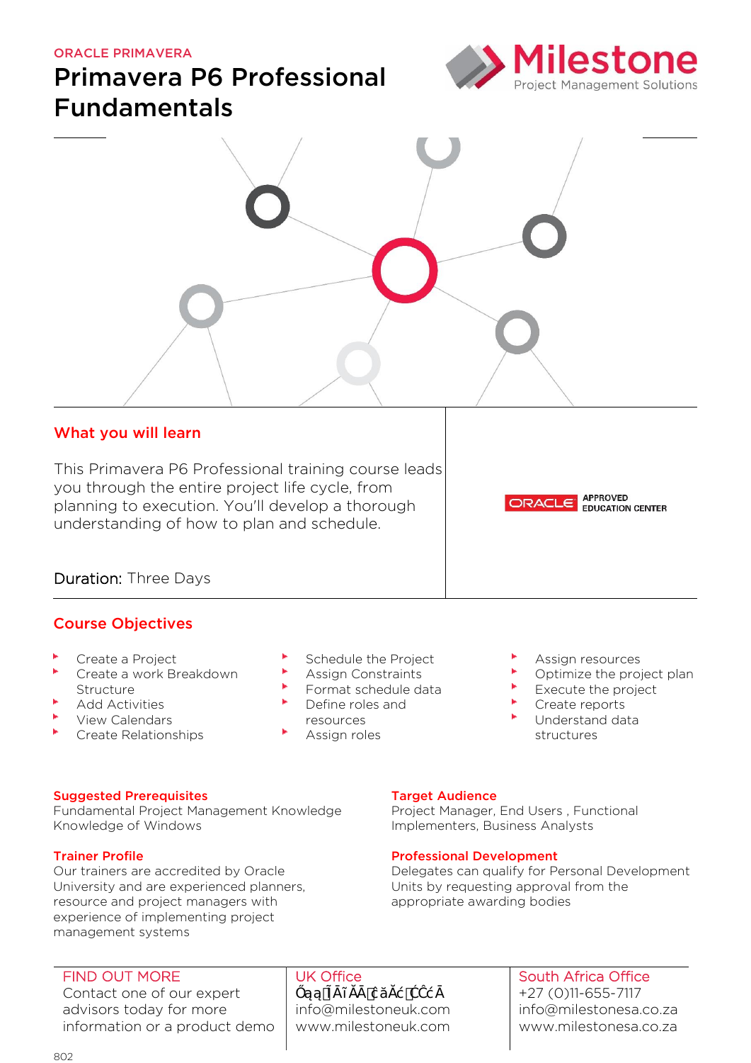ORACLE PRIMAVERA

# Primavera P6 Professional Fundamentals

Milestone
Project Management Solutions

## What you will learn

This Primavera P6 Professional training course leads you through the entire project life cycle, from planning to execution. You'll develop a thorough understanding of how to plan and schedule.

ORACLE APPROVED EDUCATION CENTER

**Duration:** Three Days

## Course Objectives

- Create a Project
- Create a work Breakdown Structure
- Add Activities
- View Calendars
- Create Relationships
- Schedule the Project
- Assign Constraints
- Format schedule data
- Define roles and resources
- Assign roles
- Assign resources
- Optimize the project plan
- Execute the project
- Create reports
- Understand data structures

### Suggested Prerequisites

Fundamental Project Management Knowledge
Knowledge of Windows

### Trainer Profile

Our trainers are accredited by Oracle University and are experienced planners, resource and project managers with experience of implementing project management systems

### Target Audience

Project Manager, End Users , Functional Implementers, Business Analysts

### Professional Development

Delegates can qualify for Personal Development Units by requesting approval from the appropriate awarding bodies

### FIND OUT MORE

Contact one of our expert advisors today for more information or a product demo

### UK Office

Őąą Ĩ ĂĭĂĂ ĉăĂć ĆĈćĂ
info@milestoneuk.com
www.milestoneuk.com

### South Africa Office

+27 (0)11-655-7117
info@milestonesa.co.za
www.milestonesa.co.za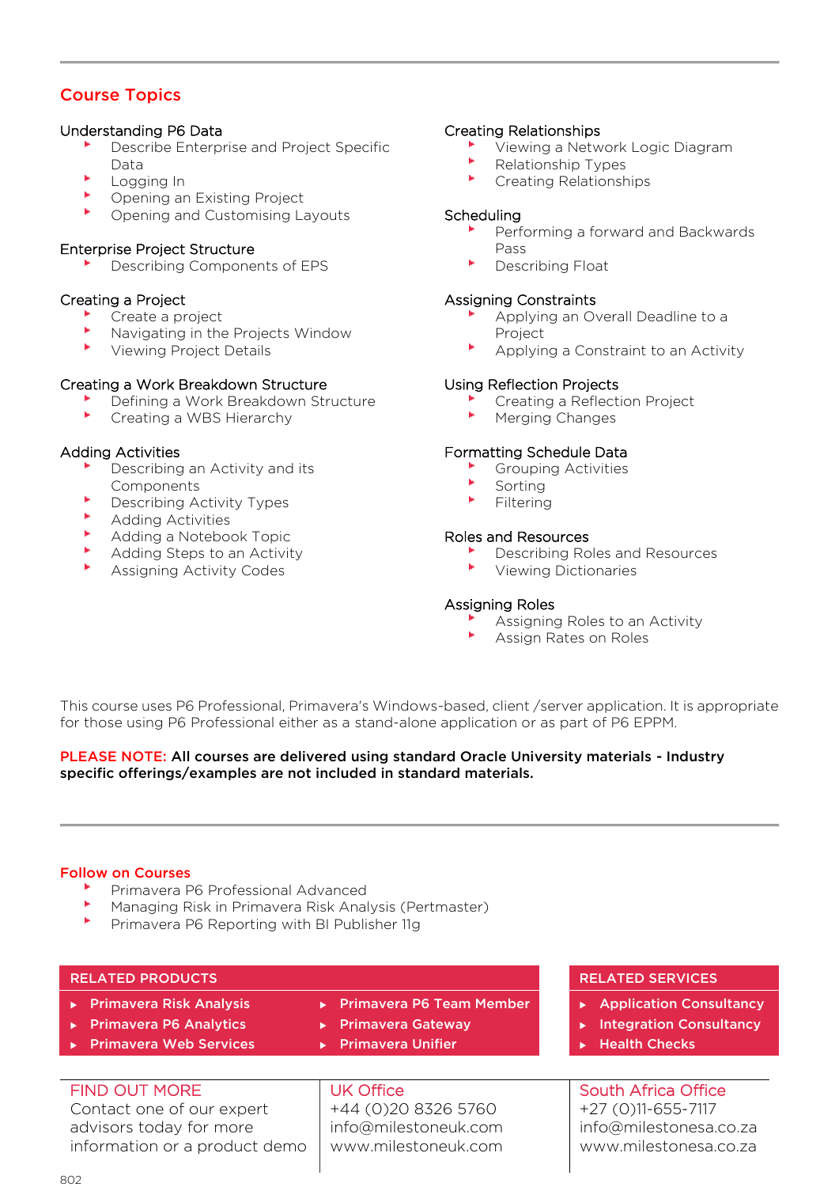## Course Topics

### Understanding P6 Data
- Describe Enterprise and Project Specific Data
- Logging In
- Opening an Existing Project
- Opening and Customising Layouts

### Enterprise Project Structure
- Describing Components of EPS

### Creating a Project
- Create a project
- Navigating in the Projects Window
- Viewing Project Details

### Creating a Work Breakdown Structure
- Defining a Work Breakdown Structure
- Creating a WBS Hierarchy

### Adding Activities
- Describing an Activity and its Components
- Describing Activity Types
- Adding Activities
- Adding a Notebook Topic
- Adding Steps to an Activity
- Assigning Activity Codes

### Creating Relationships
- Viewing a Network Logic Diagram
- Relationship Types
- Creating Relationships

### Scheduling
- Performing a forward and Backwards Pass
- Describing Float

### Assigning Constraints
- Applying an Overall Deadline to a Project
- Applying a Constraint to an Activity

### Using Reflection Projects
- Creating a Reflection Project
- Merging Changes

### Formatting Schedule Data
- Grouping Activities
- Sorting
- Filtering

### Roles and Resources
- Describing Roles and Resources
- Viewing Dictionaries

### Assigning Roles
- Assigning Roles to an Activity
- Assign Rates on Roles

This course uses P6 Professional, Primavera's Windows-based, client /server application. It is appropriate for those using P6 Professional either as a stand-alone application or as part of P6 EPPM.

PLEASE NOTE: **All courses are delivered using standard Oracle University materials - Industry specific offerings/examples are not included in standard materials.**

## Follow on Courses
- Primavera P6 Professional Advanced
- Managing Risk in Primavera Risk Analysis (Pertmaster)
- Primavera P6 Reporting with BI Publisher 11g

### RELATED PRODUCTS
- **Primavera Risk Analysis**
- **Primavera P6 Analytics**
- **Primavera Web Services**
- **Primavera P6 Team Member**
- **Primavera Gateway**
- **Primavera Unifier**

### RELATED SERVICES
- **Application Consultancy**
- **Integration Consultancy**
- **Health Checks**

FIND OUT MORE
Contact one of our expert advisors today for more information or a product demo

UK Office
+44 (0)20 8326 5760
info@milestoneuk.com
www.milestoneuk.com

South Africa Office
+27 (0)11-655-7117
info@milestonesa.co.za
www.milestonesa.co.za